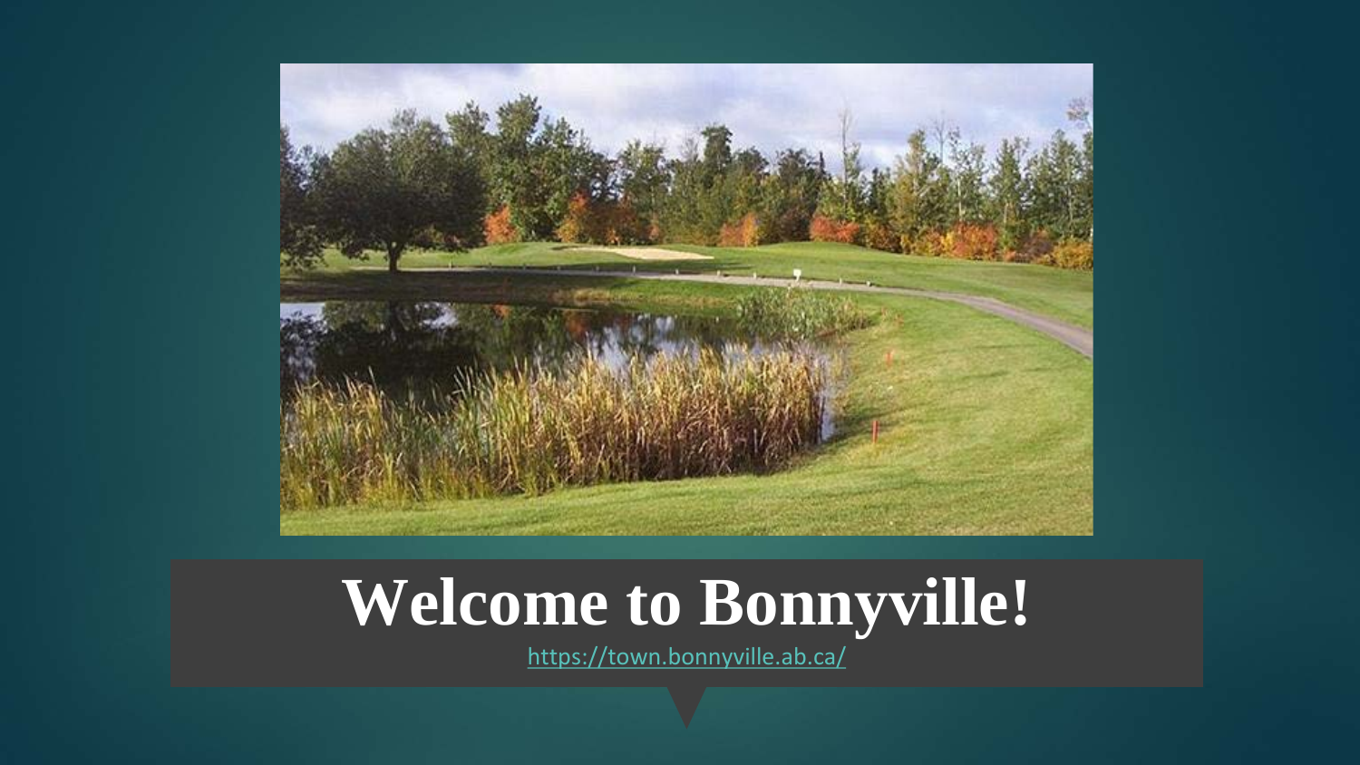# Welcome to Bonnyville!

https://town.bonnyville.ab.ca/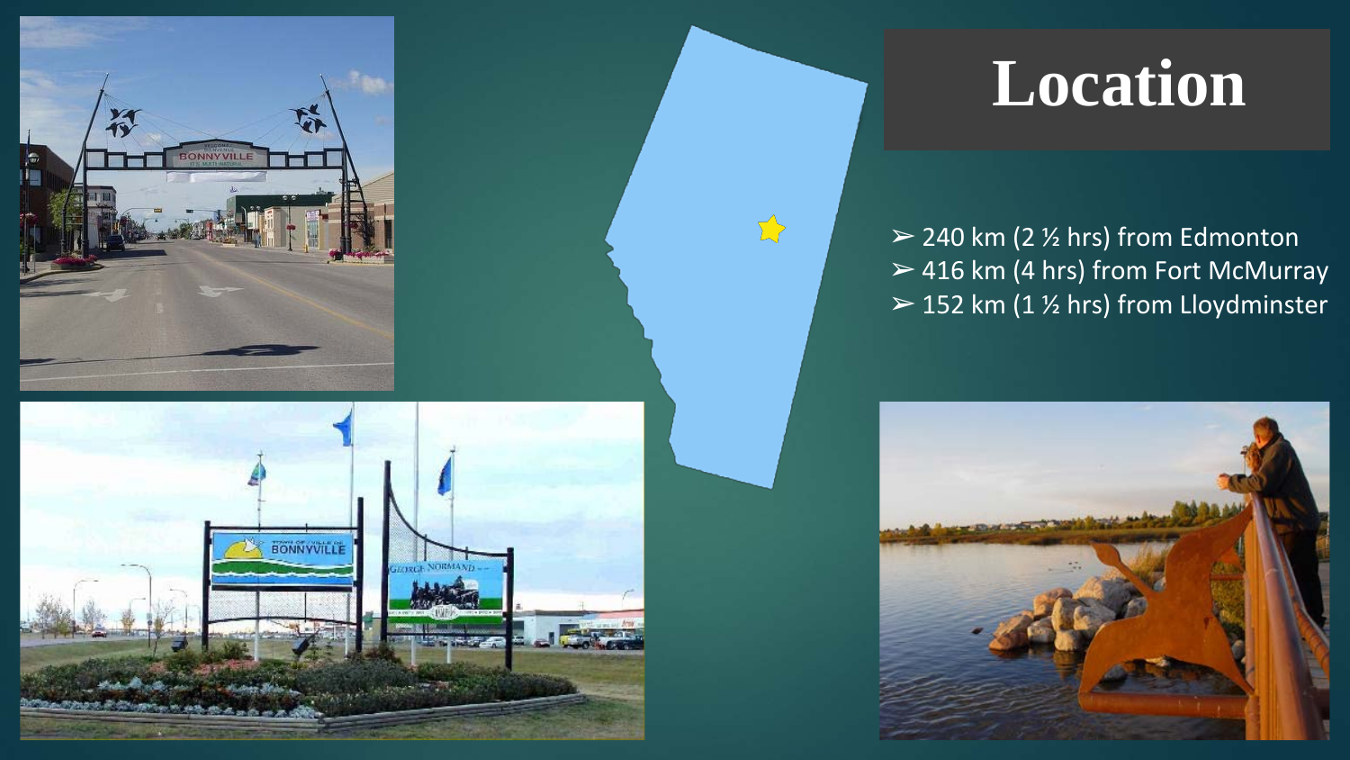# Location

- 240 km (2 ½ hrs) from Edmonton
- 416 km (4 hrs) from Fort McMurray
- 152 km (1 ½ hrs) from Lloydminster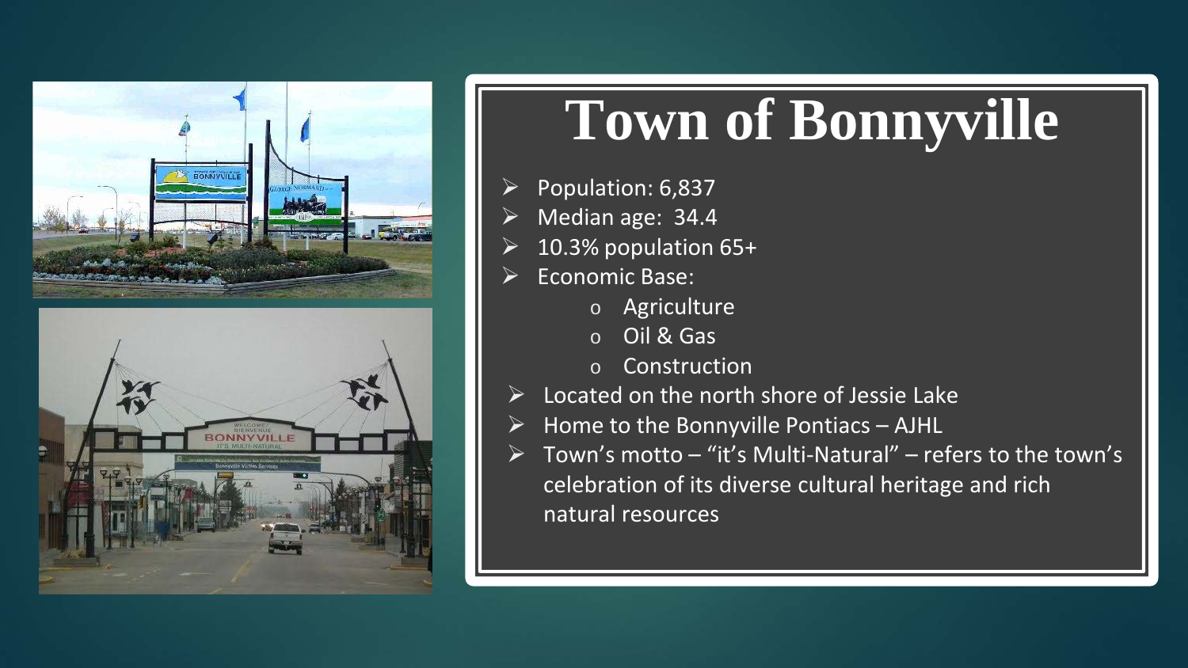# Town of Bonnyville

- Population: 6,837
- Median age: 34.4
- 10.3% population 65+
- Economic Base:
  - Agriculture
  - Oil & Gas
  - Construction
- Located on the north shore of Jessie Lake
- Home to the Bonnyville Pontiacs – AJHL
- Town's motto – "it's Multi-Natural" – refers to the town's celebration of its diverse cultural heritage and rich natural resources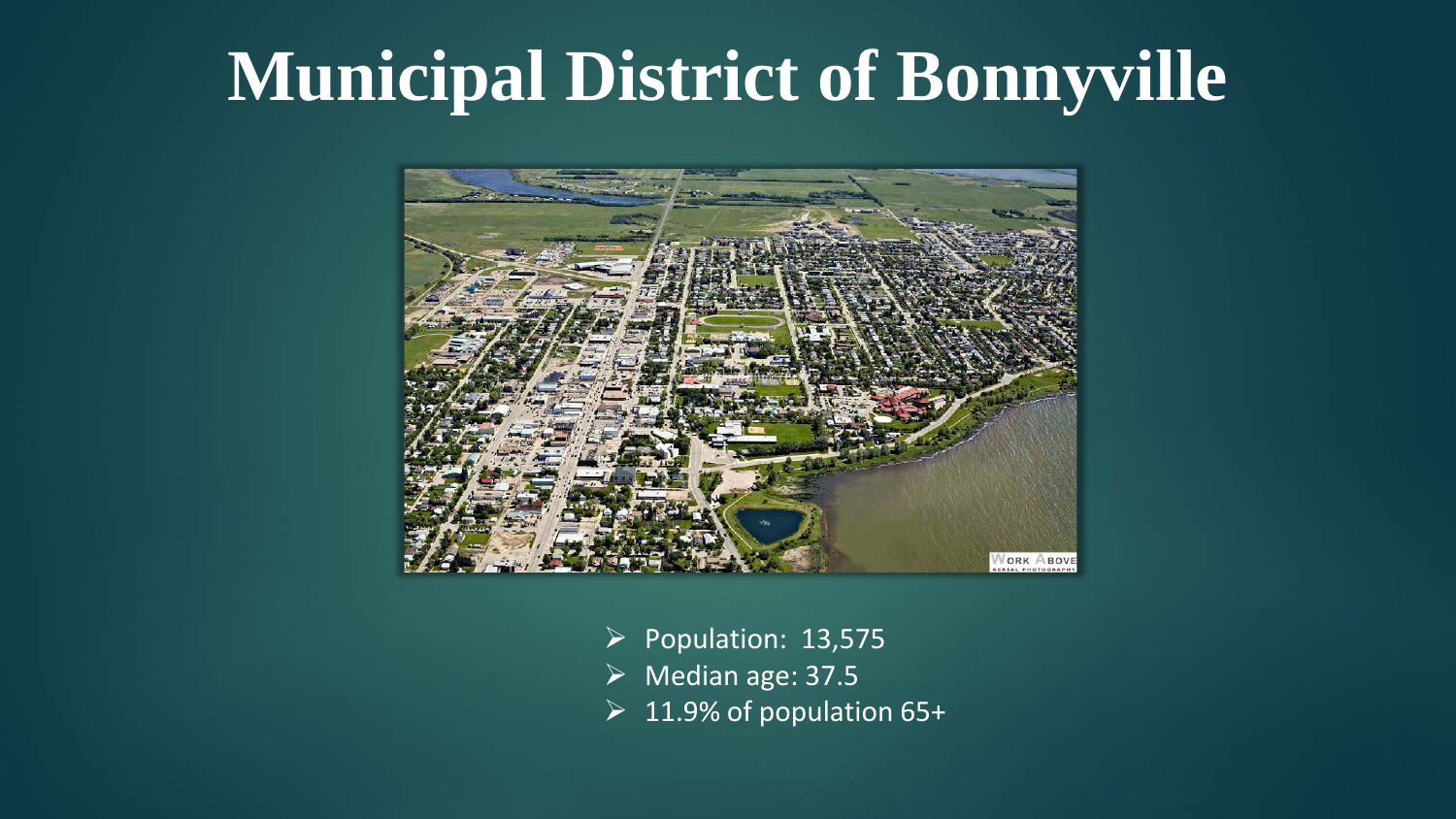# Municipal District of Bonnyville

- Population: 13,575
- Median age: 37.5
- 11.9% of population 65+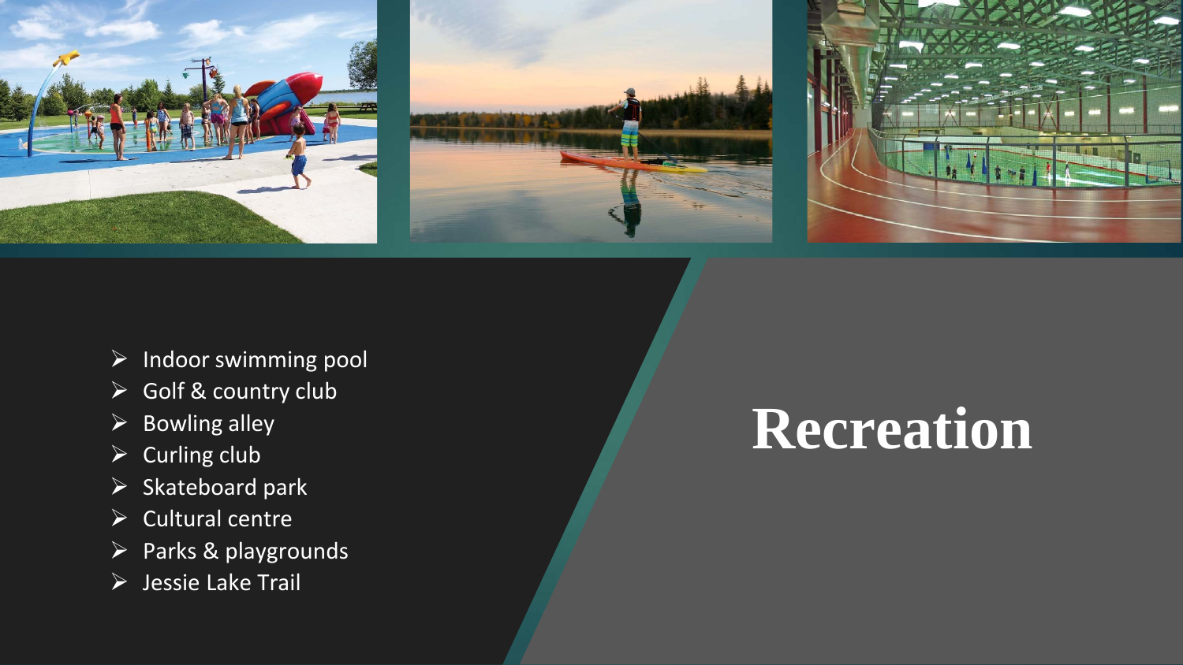# Recreation

- Indoor swimming pool
- Golf & country club
- Bowling alley
- Curling club
- Skateboard park
- Cultural centre
- Parks & playgrounds
- Jessie Lake Trail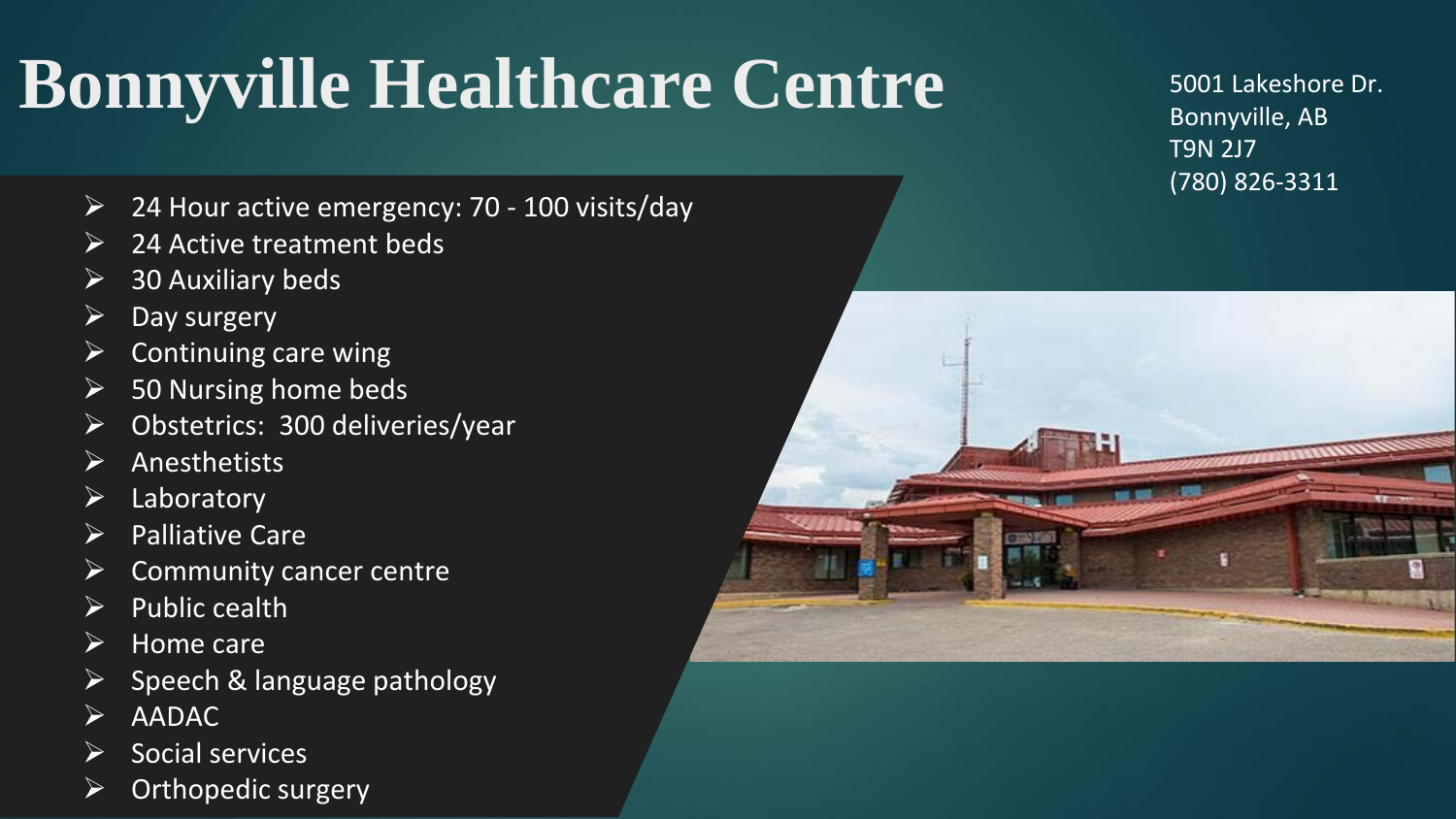# Bonnyville Healthcare Centre

5001 Lakeshore Dr.
Bonnyville, AB
T9N 2J7
(780) 826-3311

- 24 Hour active emergency: 70 - 100 visits/day
- 24 Active treatment beds
- 30 Auxiliary beds
- Day surgery
- Continuing care wing
- 50 Nursing home beds
- Obstetrics: 300 deliveries/year
- Anesthetists
- Laboratory
- Palliative Care
- Community cancer centre
- Public cealth
- Home care
- Speech & language pathology
- AADAC
- Social services
- Orthopedic surgery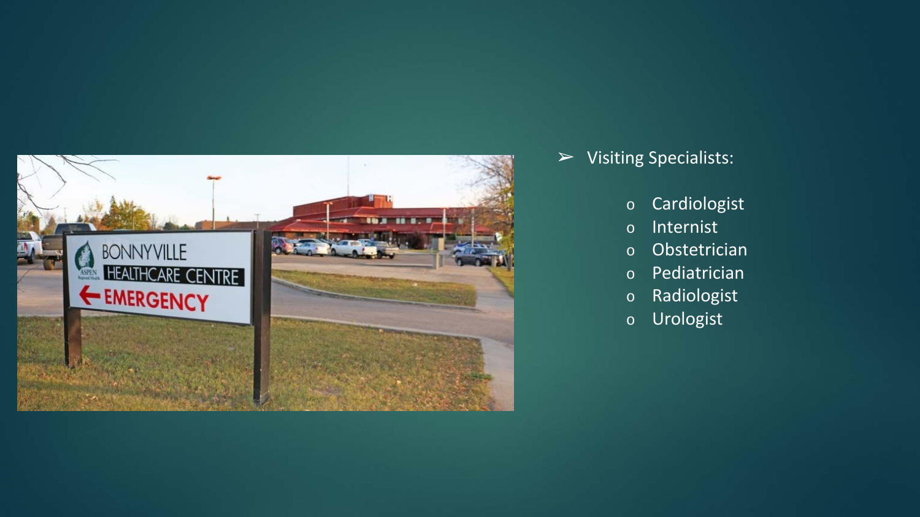- Visiting Specialists:
  - Cardiologist
  - Internist
  - Obstetrician
  - Pediatrician
  - Radiologist
  - Urologist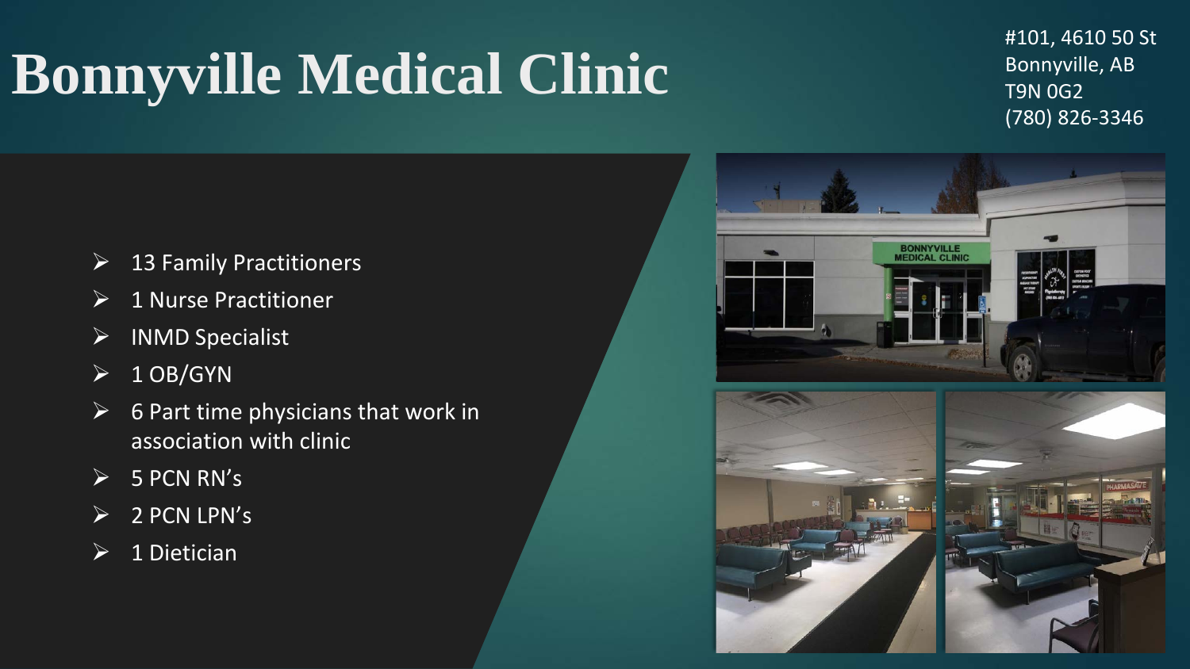# Bonnyville Medical Clinic

#101, 4610 50 St
Bonnyville, AB
T9N 0G2
(780) 826-3346

- 13 Family Practitioners
- 1 Nurse Practitioner
- INMD Specialist
- 1 OB/GYN
- 6 Part time physicians that work in association with clinic
- 5 PCN RN's
- 2 PCN LPN's
- 1 Dietician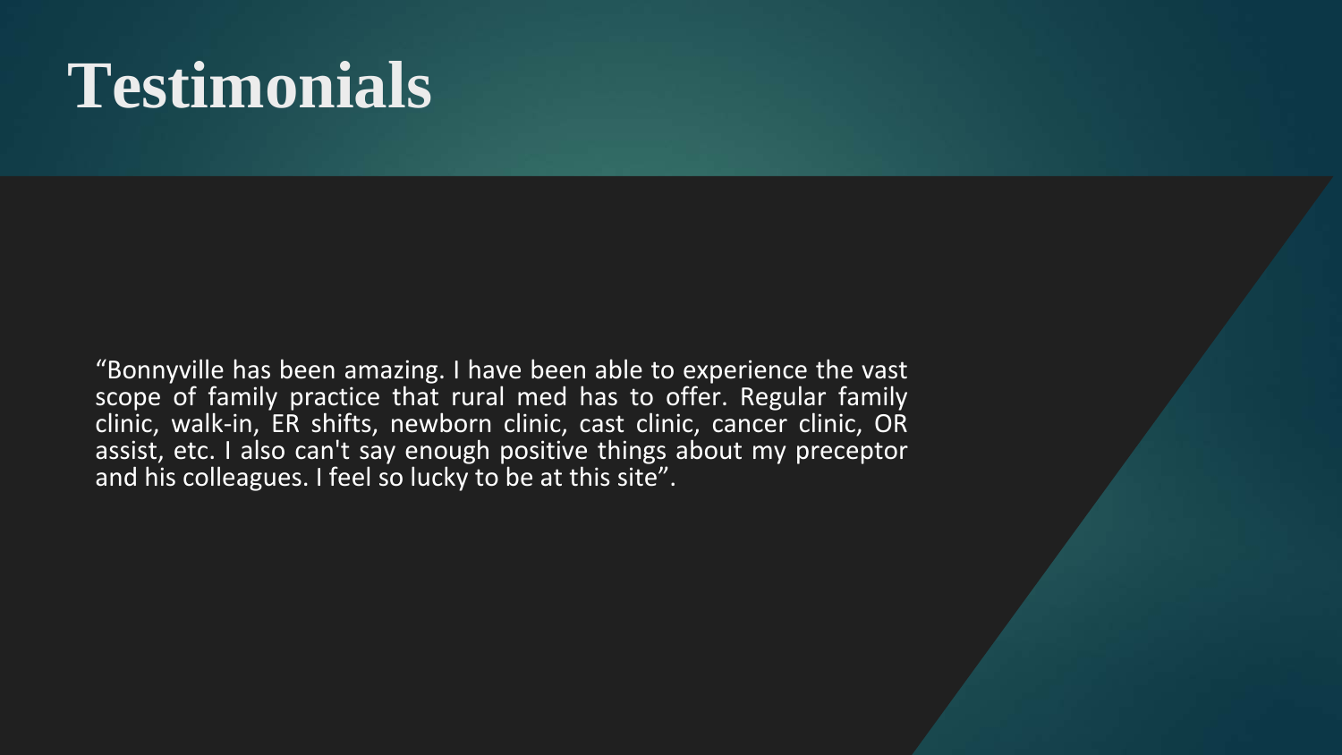# Testimonials

“Bonnyville has been amazing. I have been able to experience the vast scope of family practice that rural med has to offer. Regular family clinic, walk-in, ER shifts, newborn clinic, cast clinic, cancer clinic, OR assist, etc. I also can't say enough positive things about my preceptor and his colleagues. I feel so lucky to be at this site”.